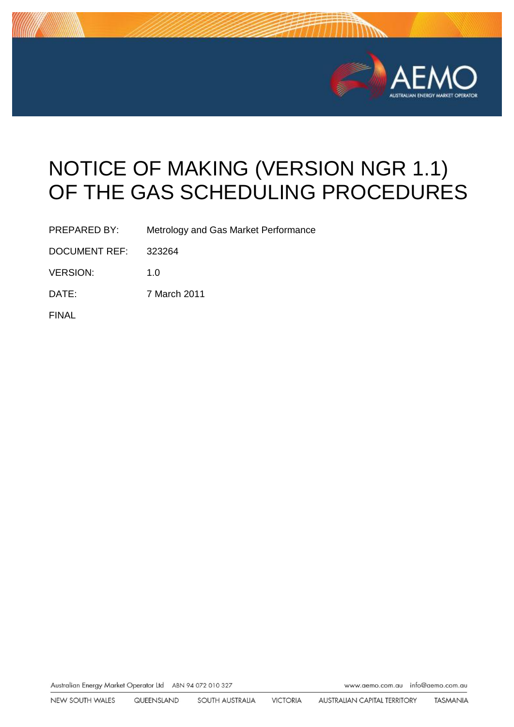# NOTICE OF MAKING (VERSION NGR 1.1) OF THE GAS SCHEDULING PROCEDURES

| | |
|---|---|
| PREPARED BY: | Metrology and Gas Market Performance |
| DOCUMENT REF: | 323264 |
| VERSION: | 1.0 |
| DATE: | 7 March 2011 |

FINAL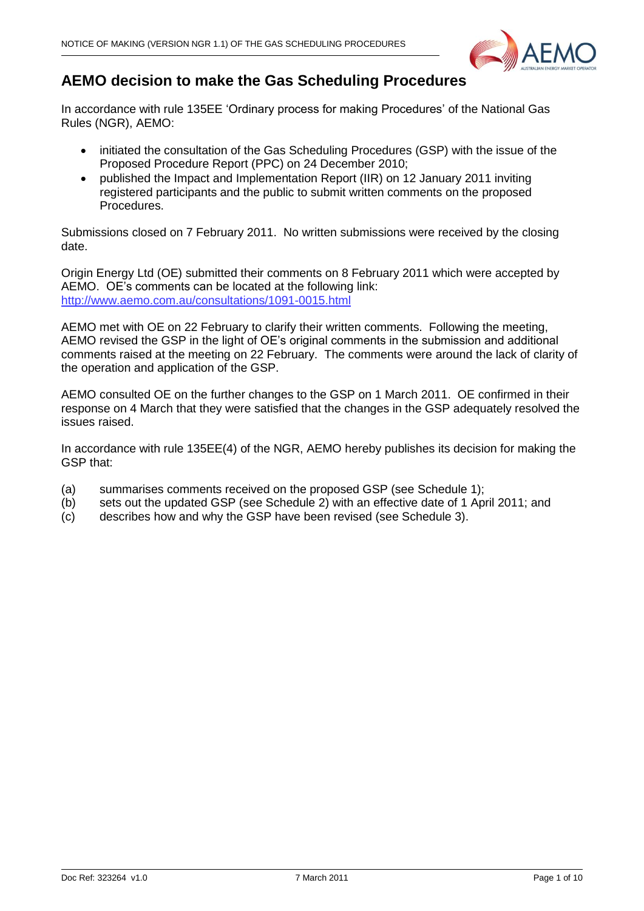## AEMO decision to make the Gas Scheduling Procedures

In accordance with rule 135EE 'Ordinary process for making Procedures' of the National Gas Rules (NGR), AEMO:

- initiated the consultation of the Gas Scheduling Procedures (GSP) with the issue of the Proposed Procedure Report (PPC) on 24 December 2010;
- published the Impact and Implementation Report (IIR) on 12 January 2011 inviting registered participants and the public to submit written comments on the proposed Procedures.

Submissions closed on 7 February 2011. No written submissions were received by the closing date.

Origin Energy Ltd (OE) submitted their comments on 8 February 2011 which were accepted by AEMO. OE's comments can be located at the following link: http://www.aemo.com.au/consultations/1091-0015.html

AEMO met with OE on 22 February to clarify their written comments. Following the meeting, AEMO revised the GSP in the light of OE's original comments in the submission and additional comments raised at the meeting on 22 February. The comments were around the lack of clarity of the operation and application of the GSP.

AEMO consulted OE on the further changes to the GSP on 1 March 2011. OE confirmed in their response on 4 March that they were satisfied that the changes in the GSP adequately resolved the issues raised.

In accordance with rule 135EE(4) of the NGR, AEMO hereby publishes its decision for making the GSP that:

(a) summarises comments received on the proposed GSP (see Schedule 1);
(b) sets out the updated GSP (see Schedule 2) with an effective date of 1 April 2011; and
(c) describes how and why the GSP have been revised (see Schedule 3).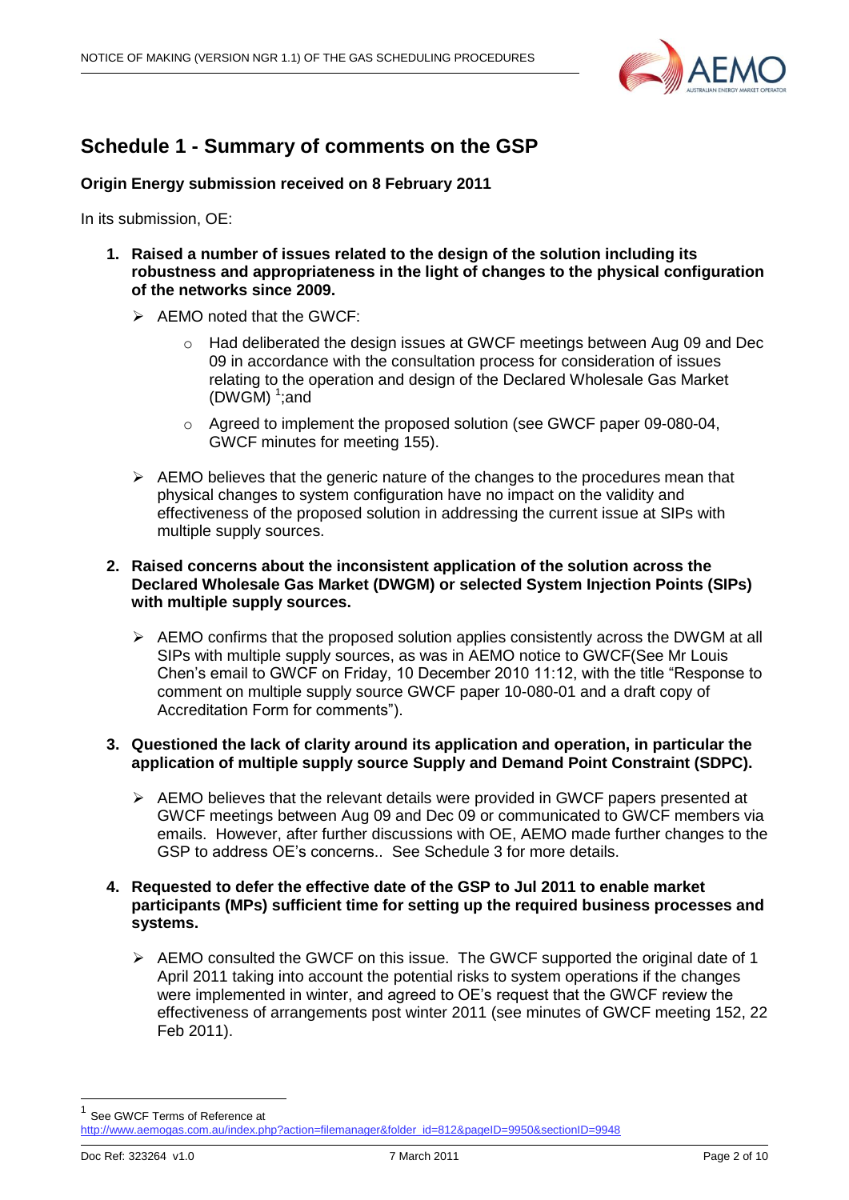## Schedule 1 - Summary of comments on the GSP

**Origin Energy submission received on 8 February 2011**

In its submission, OE:

1. **Raised a number of issues related to the design of the solution including its robustness and appropriateness in the light of changes to the physical configuration of the networks since 2009.**
   - AEMO noted that the GWCF:
     - Had deliberated the design issues at GWCF meetings between Aug 09 and Dec 09 in accordance with the consultation process for consideration of issues relating to the operation and design of the Declared Wholesale Gas Market (DWGM) [1];and
     - Agreed to implement the proposed solution (see GWCF paper 09-080-04, GWCF minutes for meeting 155).
   - AEMO believes that the generic nature of the changes to the procedures mean that physical changes to system configuration have no impact on the validity and effectiveness of the proposed solution in addressing the current issue at SIPs with multiple supply sources.

2. **Raised concerns about the inconsistent application of the solution across the Declared Wholesale Gas Market (DWGM) or selected System Injection Points (SIPs) with multiple supply sources.**
   - AEMO confirms that the proposed solution applies consistently across the DWGM at all SIPs with multiple supply sources, as was in AEMO notice to GWCF(See Mr Louis Chen's email to GWCF on Friday, 10 December 2010 11:12, with the title "Response to comment on multiple supply source GWCF paper 10-080-01 and a draft copy of Accreditation Form for comments").

3. **Questioned the lack of clarity around its application and operation, in particular the application of multiple supply source Supply and Demand Point Constraint (SDPC).**
   - AEMO believes that the relevant details were provided in GWCF papers presented at GWCF meetings between Aug 09 and Dec 09 or communicated to GWCF members via emails. However, after further discussions with OE, AEMO made further changes to the GSP to address OE's concerns.. See Schedule 3 for more details.

4. **Requested to defer the effective date of the GSP to Jul 2011 to enable market participants (MPs) sufficient time for setting up the required business processes and systems.**
   - AEMO consulted the GWCF on this issue. The GWCF supported the original date of 1 April 2011 taking into account the potential risks to system operations if the changes were implemented in winter, and agreed to OE's request that the GWCF review the effectiveness of arrangements post winter 2011 (see minutes of GWCF meeting 152, 22 Feb 2011).

---

[1] See GWCF Terms of Reference at http://www.aemogas.com.au/index.php?action=filemanager&folder_id=812&pageID=9950&sectionID=9948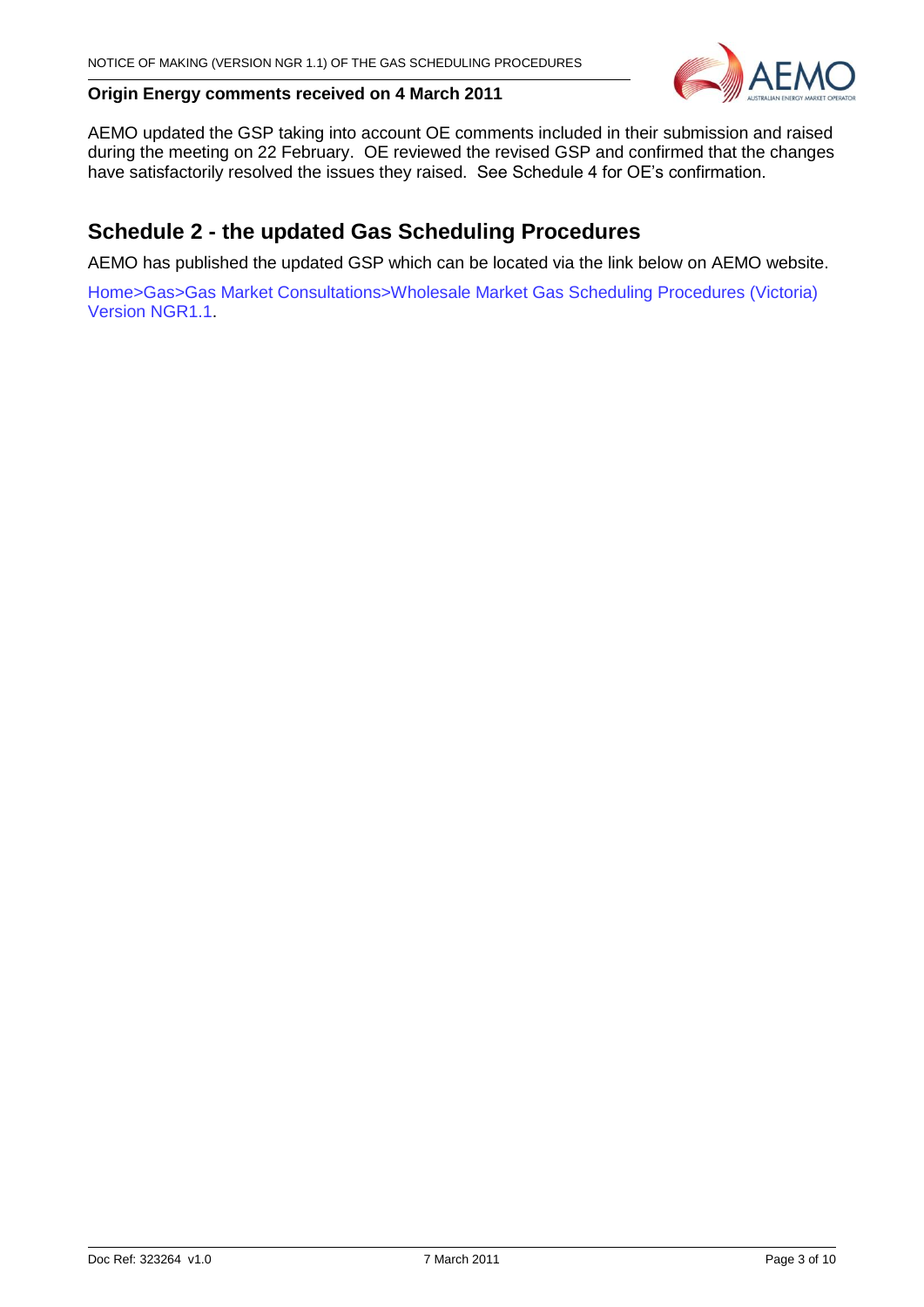**Origin Energy comments received on 4 March 2011**

AEMO updated the GSP taking into account OE comments included in their submission and raised during the meeting on 22 February. OE reviewed the revised GSP and confirmed that the changes have satisfactorily resolved the issues they raised. See Schedule 4 for OE's confirmation.

## Schedule 2 - the updated Gas Scheduling Procedures

AEMO has published the updated GSP which can be located via the link below on AEMO website.

Home>Gas>Gas Market Consultations>Wholesale Market Gas Scheduling Procedures (Victoria) Version NGR1.1.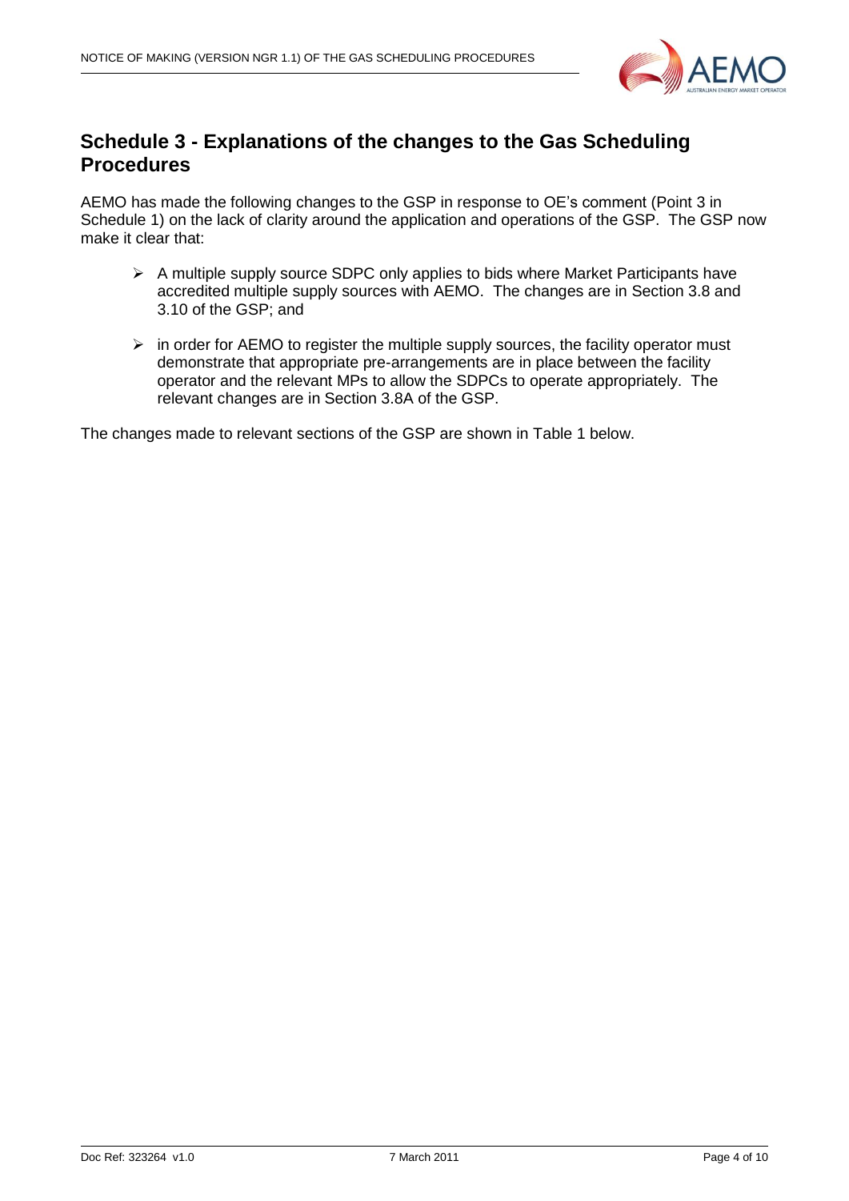## Schedule 3 - Explanations of the changes to the Gas Scheduling Procedures

AEMO has made the following changes to the GSP in response to OE's comment (Point 3 in Schedule 1) on the lack of clarity around the application and operations of the GSP. The GSP now make it clear that:

- A multiple supply source SDPC only applies to bids where Market Participants have accredited multiple supply sources with AEMO. The changes are in Section 3.8 and 3.10 of the GSP; and
- in order for AEMO to register the multiple supply sources, the facility operator must demonstrate that appropriate pre-arrangements are in place between the facility operator and the relevant MPs to allow the SDPCs to operate appropriately. The relevant changes are in Section 3.8A of the GSP.

The changes made to relevant sections of the GSP are shown in Table 1 below.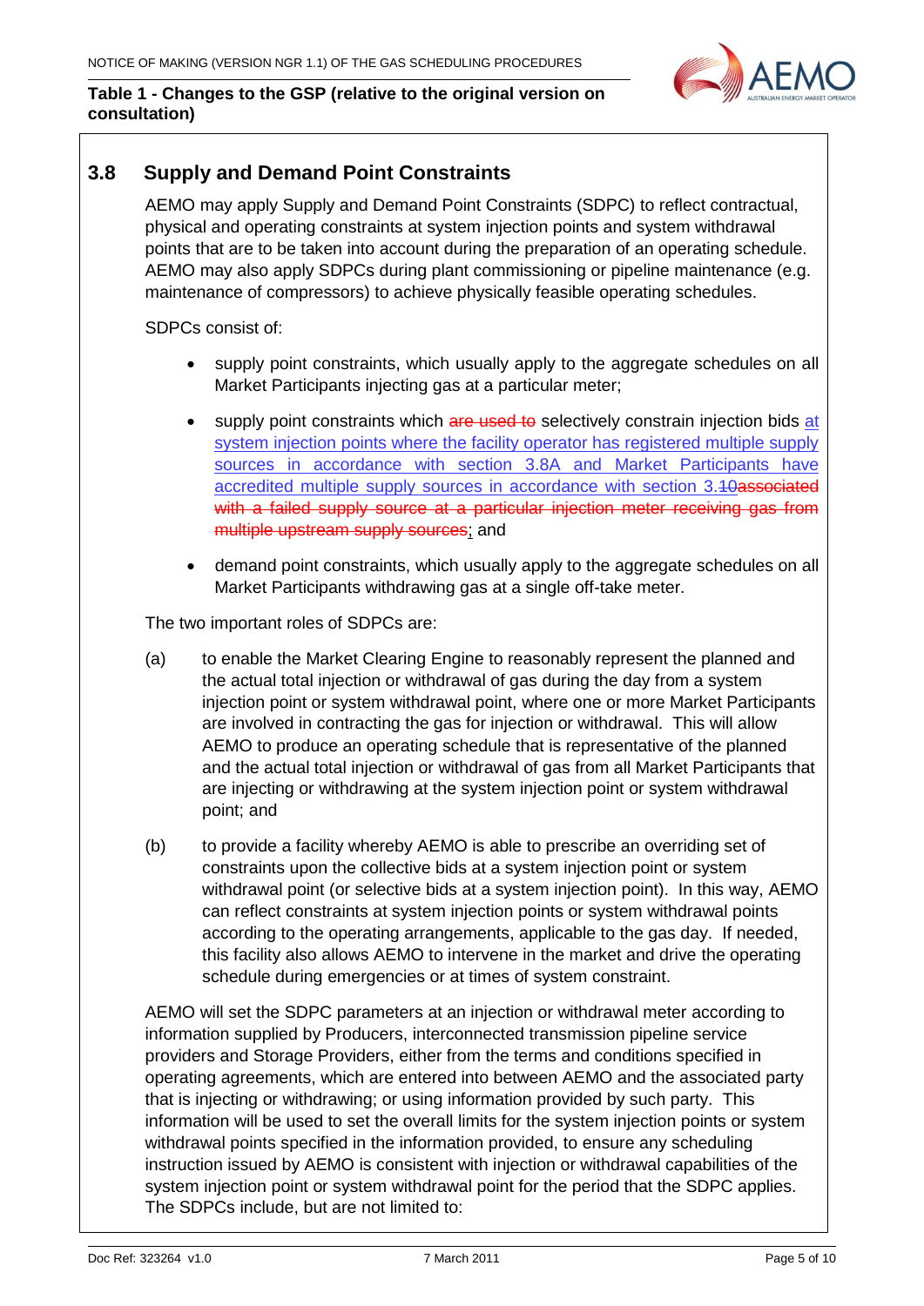**Table 1 - Changes to the GSP (relative to the original version on consultation)**

## 3.8 Supply and Demand Point Constraints

AEMO may apply Supply and Demand Point Constraints (SDPC) to reflect contractual, physical and operating constraints at system injection points and system withdrawal points that are to be taken into account during the preparation of an operating schedule. AEMO may also apply SDPCs during plant commissioning or pipeline maintenance (e.g. maintenance of compressors) to achieve physically feasible operating schedules.

SDPCs consist of:

- supply point constraints, which usually apply to the aggregate schedules on all Market Participants injecting gas at a particular meter;
- supply point constraints which ~~are used to~~ selectively constrain injection bids at system injection points where the facility operator has registered multiple supply sources in accordance with section 3.8A and Market Participants have accredited multiple supply sources in accordance with section 3.~~1~~0~~associated with a failed supply source at a particular injection meter receiving gas from multiple upstream supply sources~~; and
- demand point constraints, which usually apply to the aggregate schedules on all Market Participants withdrawing gas at a single off-take meter.

The two important roles of SDPCs are:

(a) to enable the Market Clearing Engine to reasonably represent the planned and the actual total injection or withdrawal of gas during the day from a system injection point or system withdrawal point, where one or more Market Participants are involved in contracting the gas for injection or withdrawal. This will allow AEMO to produce an operating schedule that is representative of the planned and the actual total injection or withdrawal of gas from all Market Participants that are injecting or withdrawing at the system injection point or system withdrawal point; and

(b) to provide a facility whereby AEMO is able to prescribe an overriding set of constraints upon the collective bids at a system injection point or system withdrawal point (or selective bids at a system injection point). In this way, AEMO can reflect constraints at system injection points or system withdrawal points according to the operating arrangements, applicable to the gas day. If needed, this facility also allows AEMO to intervene in the market and drive the operating schedule during emergencies or at times of system constraint.

AEMO will set the SDPC parameters at an injection or withdrawal meter according to information supplied by Producers, interconnected transmission pipeline service providers and Storage Providers, either from the terms and conditions specified in operating agreements, which are entered into between AEMO and the associated party that is injecting or withdrawing; or using information provided by such party. This information will be used to set the overall limits for the system injection points or system withdrawal points specified in the information provided, to ensure any scheduling instruction issued by AEMO is consistent with injection or withdrawal capabilities of the system injection point or system withdrawal point for the period that the SDPC applies. The SDPCs include, but are not limited to: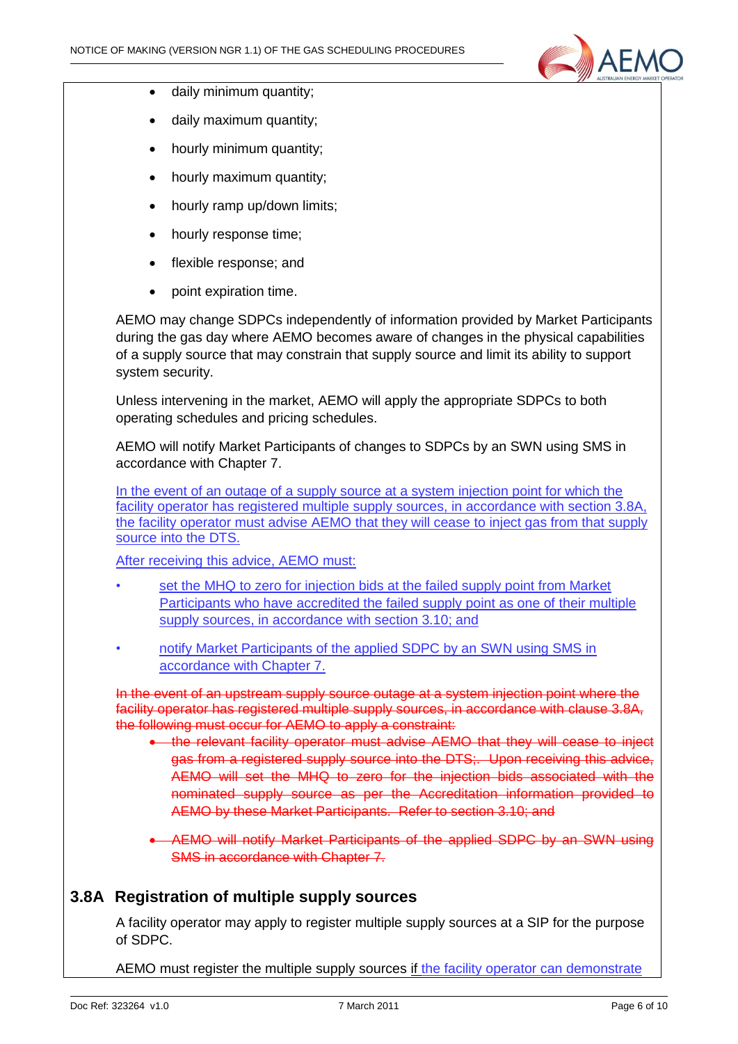- daily minimum quantity;
- daily maximum quantity;
- hourly minimum quantity;
- hourly maximum quantity;
- hourly ramp up/down limits;
- hourly response time;
- flexible response; and
- point expiration time.

AEMO may change SDPCs independently of information provided by Market Participants during the gas day where AEMO becomes aware of changes in the physical capabilities of a supply source that may constrain that supply source and limit its ability to support system security.

Unless intervening in the market, AEMO will apply the appropriate SDPCs to both operating schedules and pricing schedules.

AEMO will notify Market Participants of changes to SDPCs by an SWN using SMS in accordance with Chapter 7.

In the event of an outage of a supply source at a system injection point for which the facility operator has registered multiple supply sources, in accordance with section 3.8A, the facility operator must advise AEMO that they will cease to inject gas from that supply source into the DTS.

After receiving this advice, AEMO must:

- set the MHQ to zero for injection bids at the failed supply point from Market Participants who have accredited the failed supply point as one of their multiple supply sources, in accordance with section 3.10; and
- notify Market Participants of the applied SDPC by an SWN using SMS in accordance with Chapter 7.

~~In the event of an upstream supply source outage at a system injection point where the facility operator has registered multiple supply sources, in accordance with clause 3.8A, the following must occur for AEMO to apply a constraint:~~

- ~~the relevant facility operator must advise AEMO that they will cease to inject gas from a registered supply source into the DTS;. Upon receiving this advice, AEMO will set the MHQ to zero for the injection bids associated with the nominated supply source as per the Accreditation information provided to AEMO by these Market Participants. Refer to section 3.10; and~~
- ~~AEMO will notify Market Participants of the applied SDPC by an SWN using SMS in accordance with Chapter 7.~~

## 3.8A Registration of multiple supply sources

A facility operator may apply to register multiple supply sources at a SIP for the purpose of SDPC.

AEMO must register the multiple supply sources if the facility operator can demonstrate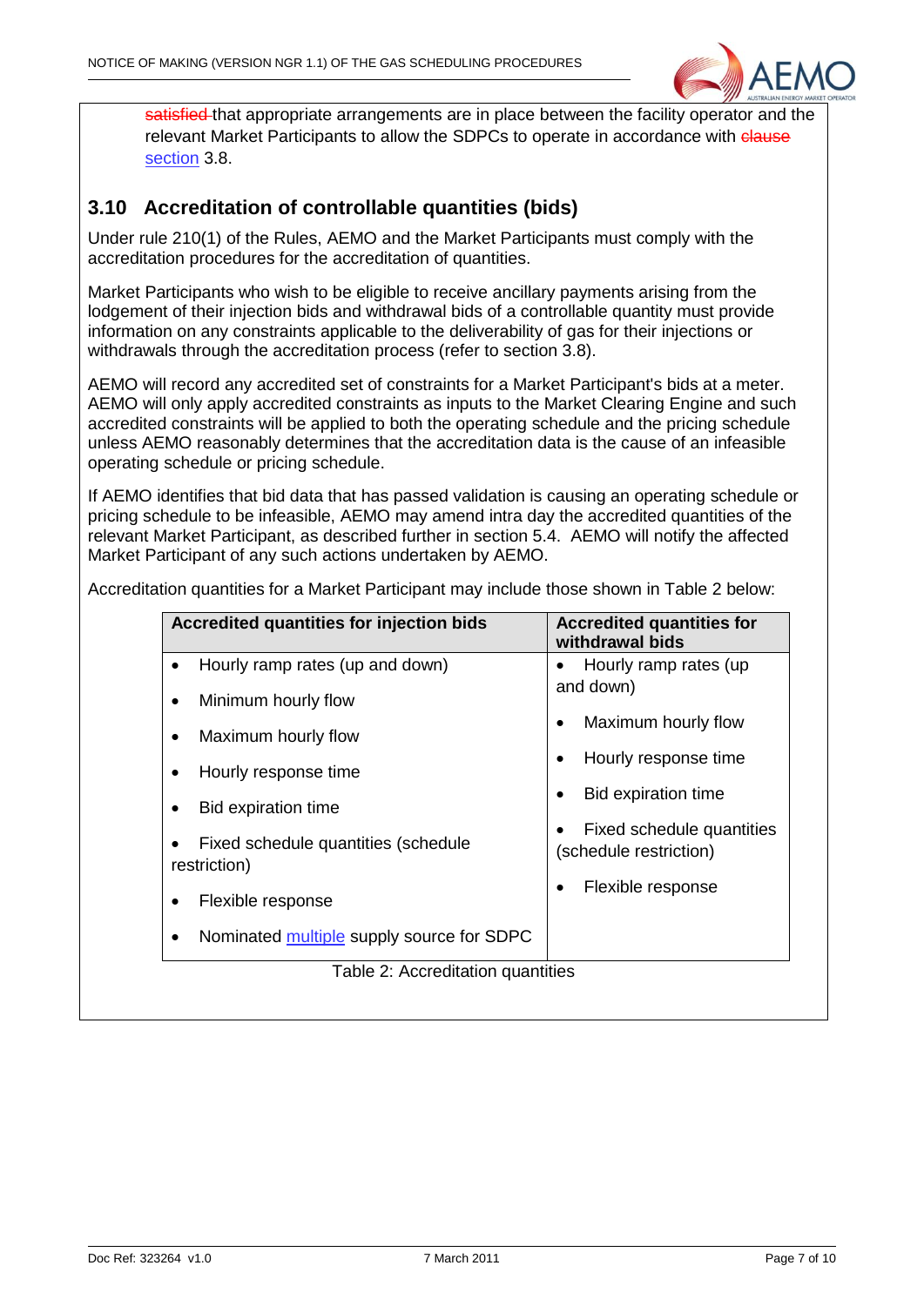~~satisfied~~ that appropriate arrangements are in place between the facility operator and the relevant Market Participants to allow the SDPCs to operate in accordance with ~~clause~~ section 3.8.

## 3.10 Accreditation of controllable quantities (bids)

Under rule 210(1) of the Rules, AEMO and the Market Participants must comply with the accreditation procedures for the accreditation of quantities.

Market Participants who wish to be eligible to receive ancillary payments arising from the lodgement of their injection bids and withdrawal bids of a controllable quantity must provide information on any constraints applicable to the deliverability of gas for their injections or withdrawals through the accreditation process (refer to section 3.8).

AEMO will record any accredited set of constraints for a Market Participant's bids at a meter. AEMO will only apply accredited constraints as inputs to the Market Clearing Engine and such accredited constraints will be applied to both the operating schedule and the pricing schedule unless AEMO reasonably determines that the accreditation data is the cause of an infeasible operating schedule or pricing schedule.

If AEMO identifies that bid data that has passed validation is causing an operating schedule or pricing schedule to be infeasible, AEMO may amend intra day the accredited quantities of the relevant Market Participant, as described further in section 5.4. AEMO will notify the affected Market Participant of any such actions undertaken by AEMO.

Accreditation quantities for a Market Participant may include those shown in Table 2 below:

| Accredited quantities for injection bids | Accredited quantities for withdrawal bids |
|---|---|
| • Hourly ramp rates (up and down)<br>• Minimum hourly flow<br>• Maximum hourly flow<br>• Hourly response time<br>• Bid expiration time<br>• Fixed schedule quantities (schedule restriction)<br>• Flexible response<br>• Nominated multiple supply source for SDPC | • Hourly ramp rates (up and down)<br>• Maximum hourly flow<br>• Hourly response time<br>• Bid expiration time<br>• Fixed schedule quantities (schedule restriction)<br>• Flexible response |

Table 2: Accreditation quantities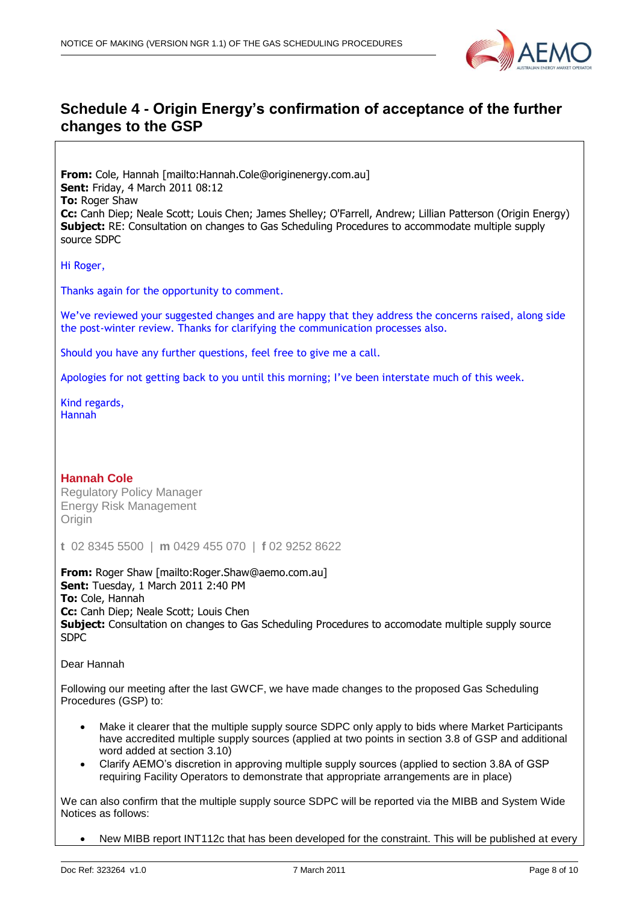## Schedule 4 - Origin Energy's confirmation of acceptance of the further changes to the GSP

**From:** Cole, Hannah [mailto:Hannah.Cole@originenergy.com.au]
**Sent:** Friday, 4 March 2011 08:12
**To:** Roger Shaw
**Cc:** Canh Diep; Neale Scott; Louis Chen; James Shelley; O'Farrell, Andrew; Lillian Patterson (Origin Energy)
**Subject:** RE: Consultation on changes to Gas Scheduling Procedures to accommodate multiple supply source SDPC

Hi Roger,

Thanks again for the opportunity to comment.

We've reviewed your suggested changes and are happy that they address the concerns raised, along side the post-winter review. Thanks for clarifying the communication processes also.

Should you have any further questions, feel free to give me a call.

Apologies for not getting back to you until this morning; I've been interstate much of this week.

Kind regards,
Hannah

**Hannah Cole**
Regulatory Policy Manager
Energy Risk Management
Origin

t 02 8345 5500 | m 0429 455 070 | f 02 9252 8622

**From:** Roger Shaw [mailto:Roger.Shaw@aemo.com.au]
**Sent:** Tuesday, 1 March 2011 2:40 PM
**To:** Cole, Hannah
**Cc:** Canh Diep; Neale Scott; Louis Chen
**Subject:** Consultation on changes to Gas Scheduling Procedures to accomodate multiple supply source SDPC

Dear Hannah

Following our meeting after the last GWCF, we have made changes to the proposed Gas Scheduling Procedures (GSP) to:

- Make it clearer that the multiple supply source SDPC only apply to bids where Market Participants have accredited multiple supply sources (applied at two points in section 3.8 of GSP and additional word added at section 3.10)
- Clarify AEMO's discretion in approving multiple supply sources (applied to section 3.8A of GSP requiring Facility Operators to demonstrate that appropriate arrangements are in place)

We can also confirm that the multiple supply source SDPC will be reported via the MIBB and System Wide Notices as follows:

- New MIBB report INT112c that has been developed for the constraint. This will be published at every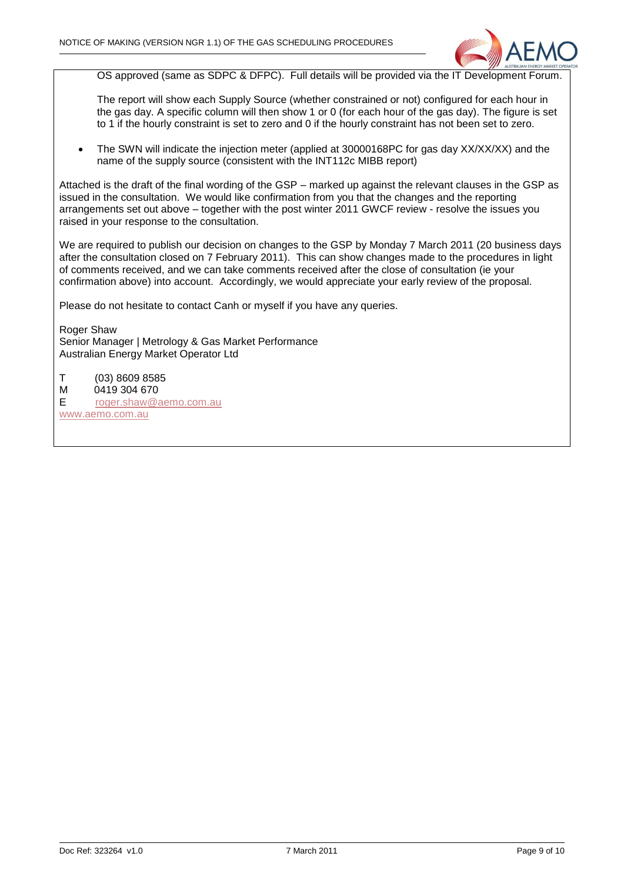OS approved (same as SDPC & DFPC). Full details will be provided via the IT Development Forum.

The report will show each Supply Source (whether constrained or not) configured for each hour in the gas day. A specific column will then show 1 or 0 (for each hour of the gas day). The figure is set to 1 if the hourly constraint is set to zero and 0 if the hourly constraint has not been set to zero.

- The SWN will indicate the injection meter (applied at 30000168PC for gas day XX/XX/XX) and the name of the supply source (consistent with the INT112c MIBB report)

Attached is the draft of the final wording of the GSP – marked up against the relevant clauses in the GSP as issued in the consultation. We would like confirmation from you that the changes and the reporting arrangements set out above – together with the post winter 2011 GWCF review - resolve the issues you raised in your response to the consultation.

We are required to publish our decision on changes to the GSP by Monday 7 March 2011 (20 business days after the consultation closed on 7 February 2011). This can show changes made to the procedures in light of comments received, and we can take comments received after the close of consultation (ie your confirmation above) into account. Accordingly, we would appreciate your early review of the proposal.

Please do not hesitate to contact Canh or myself if you have any queries.

Roger Shaw
Senior Manager | Metrology & Gas Market Performance
Australian Energy Market Operator Ltd

T (03) 8609 8585
M 0419 304 670
E roger.shaw@aemo.com.au
www.aemo.com.au